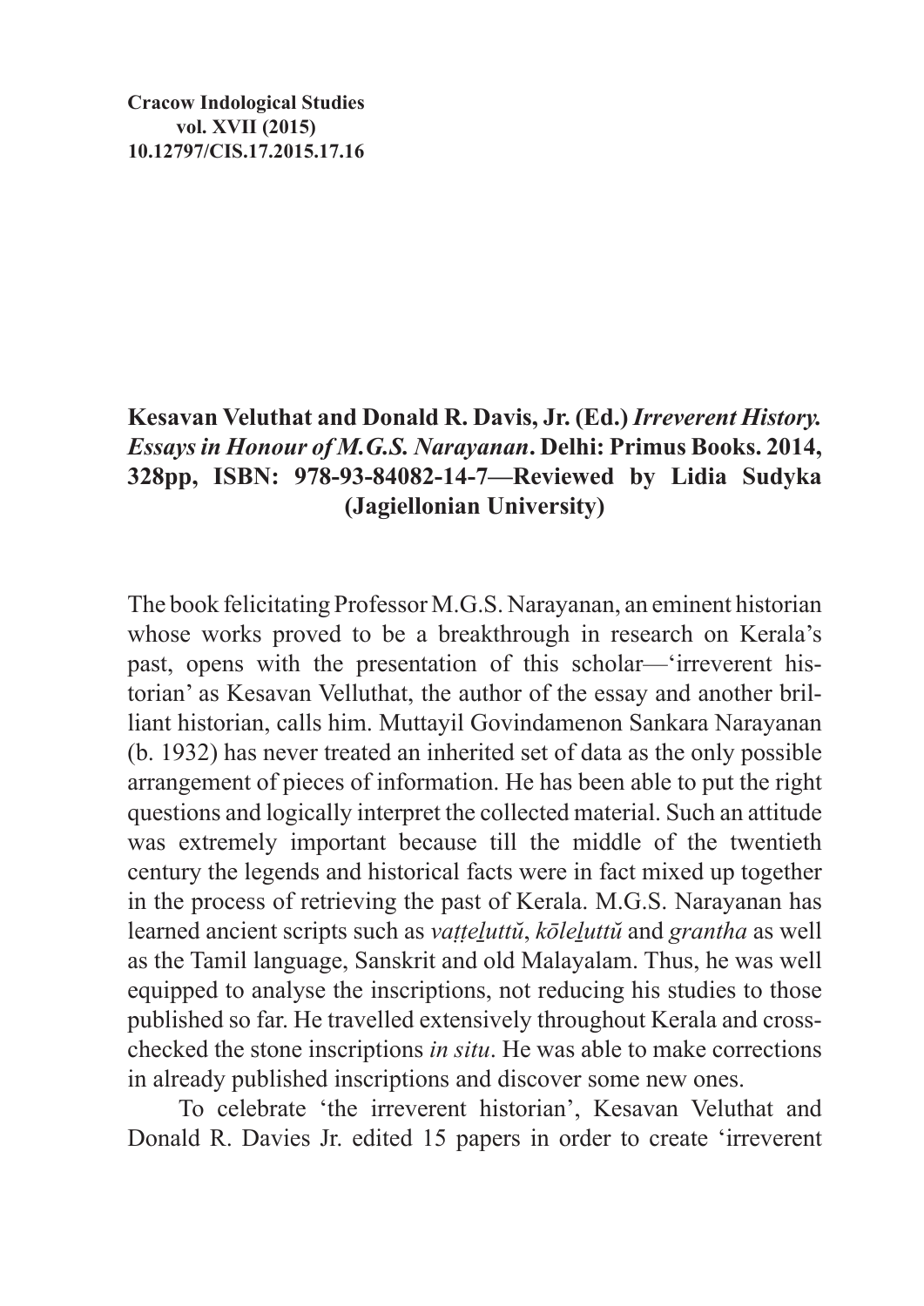**Cracow Indological Studies**
**vol. XVII (2015)**
**10.12797/CIS.17.2015.17.16**

# Kesavan Veluthat and Donald R. Davis, Jr. (Ed.) *Irreverent History. Essays in Honour of M.G.S. Narayanan*. Delhi: Primus Books. 2014, 328pp, ISBN: 978-93-84082-14-7—Reviewed by Lidia Sudyka (Jagiellonian University)

The book felicitating Professor M.G.S. Narayanan, an eminent historian whose works proved to be a breakthrough in research on Kerala's past, opens with the presentation of this scholar—'irreverent historian' as Kesavan Velluthat, the author of the essay and another brilliant historian, calls him. Muttayil Govindamenon Sankara Narayanan (b. 1932) has never treated an inherited set of data as the only possible arrangement of pieces of information. He has been able to put the right questions and logically interpret the collected material. Such an attitude was extremely important because till the middle of the twentieth century the legends and historical facts were in fact mixed up together in the process of retrieving the past of Kerala. M.G.S. Narayanan has learned ancient scripts such as *vaṭṭeḻuttŭ*, *kōleḻuttŭ* and *grantha* as well as the Tamil language, Sanskrit and old Malayalam. Thus, he was well equipped to analyse the inscriptions, not reducing his studies to those published so far. He travelled extensively throughout Kerala and cross-checked the stone inscriptions *in situ*. He was able to make corrections in already published inscriptions and discover some new ones.

To celebrate 'the irreverent historian', Kesavan Veluthat and Donald R. Davies Jr. edited 15 papers in order to create 'irreverent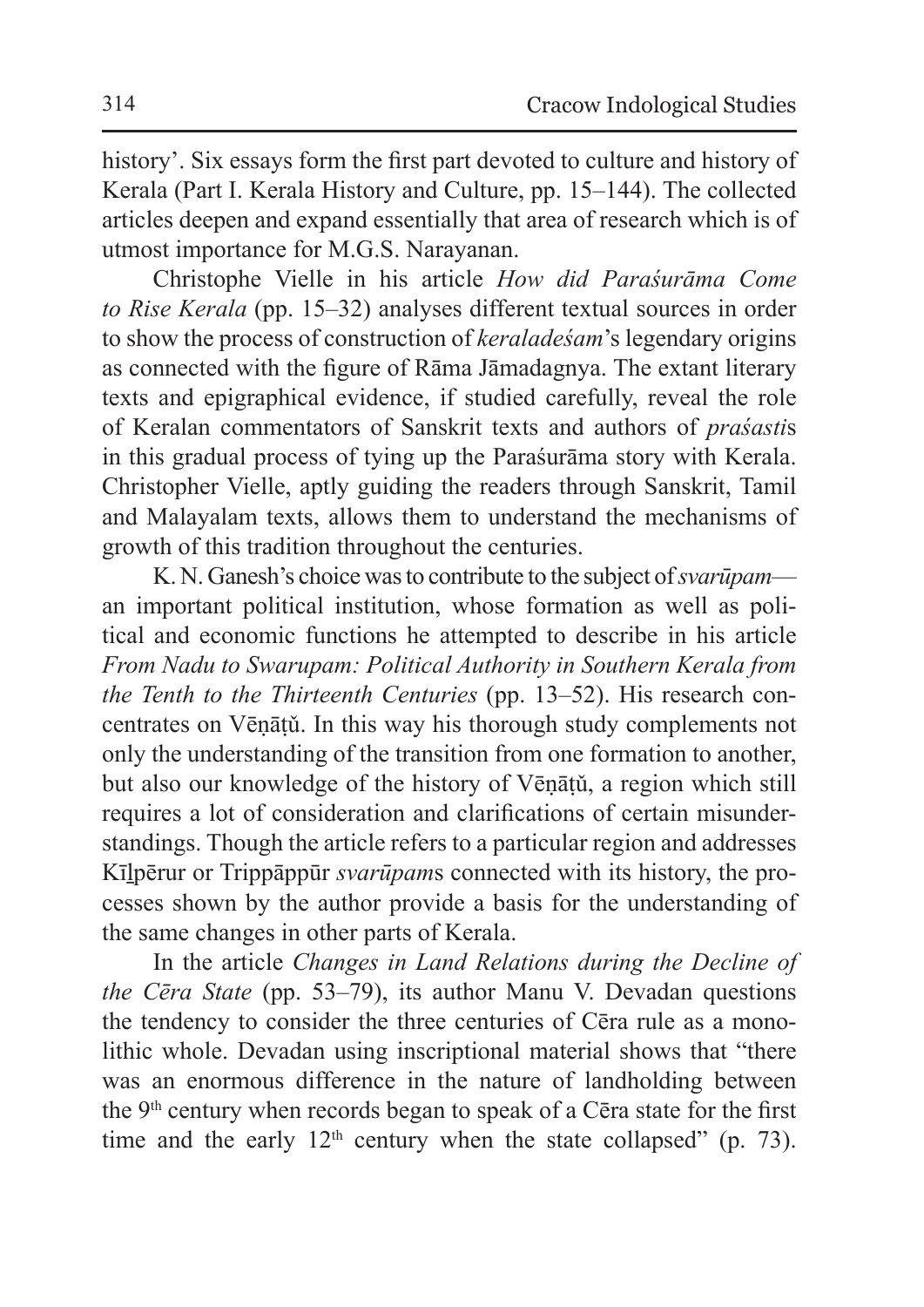history'. Six essays form the first part devoted to culture and history of Kerala (Part I. Kerala History and Culture, pp. 15–144). The collected articles deepen and expand essentially that area of research which is of utmost importance for M.G.S. Narayanan.

Christophe Vielle in his article *How did Paraśurāma Come to Rise Kerala* (pp. 15–32) analyses different textual sources in order to show the process of construction of *keraladeśam*'s legendary origins as connected with the figure of Rāma Jāmadagnya. The extant literary texts and epigraphical evidence, if studied carefully, reveal the role of Keralan commentators of Sanskrit texts and authors of *praśasti*s in this gradual process of tying up the Paraśurāma story with Kerala. Christopher Vielle, aptly guiding the readers through Sanskrit, Tamil and Malayalam texts, allows them to understand the mechanisms of growth of this tradition throughout the centuries.

K. N. Ganesh's choice was to contribute to the subject of *svarūpam*—an important political institution, whose formation as well as political and economic functions he attempted to describe in his article *From Nadu to Swarupam: Political Authority in Southern Kerala from the Tenth to the Thirteenth Centuries* (pp. 13–52). His research concentrates on Vēṇāṭŭ. In this way his thorough study complements not only the understanding of the transition from one formation to another, but also our knowledge of the history of Vēṇāṭŭ, a region which still requires a lot of consideration and clarifications of certain misunderstandings. Though the article refers to a particular region and addresses Kīḻpērur or Trippāppūr *svarūpam*s connected with its history, the processes shown by the author provide a basis for the understanding of the same changes in other parts of Kerala.

In the article *Changes in Land Relations during the Decline of the Cēra State* (pp. 53–79), its author Manu V. Devadan questions the tendency to consider the three centuries of Cēra rule as a monolithic whole. Devadan using inscriptional material shows that "there was an enormous difference in the nature of landholding between the 9th century when records began to speak of a Cēra state for the first time and the early 12th century when the state collapsed" (p. 73).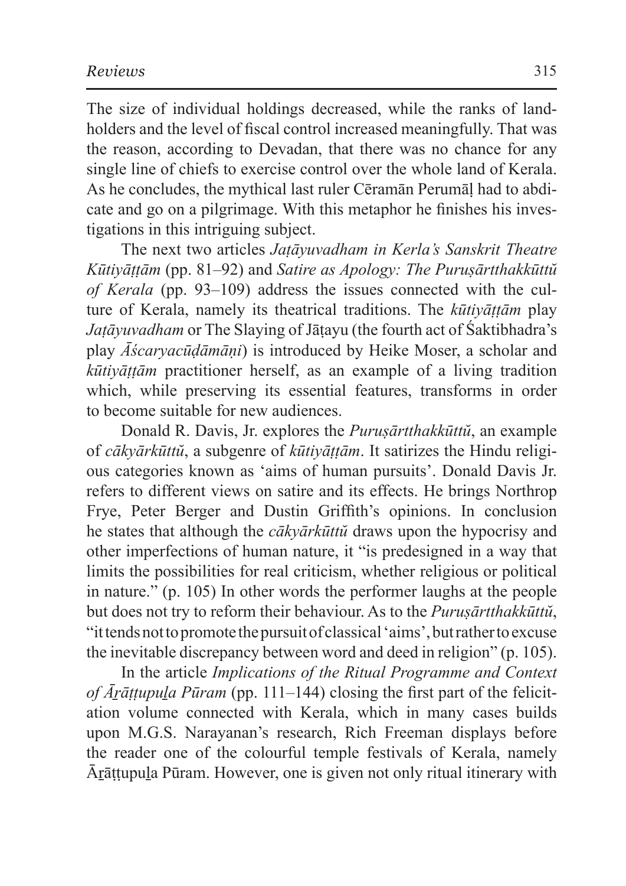The size of individual holdings decreased, while the ranks of landholders and the level of fiscal control increased meaningfully. That was the reason, according to Devadan, that there was no chance for any single line of chiefs to exercise control over the whole land of Kerala. As he concludes, the mythical last ruler Cēramān Perumāḷ had to abdicate and go on a pilgrimage. With this metaphor he finishes his investigations in this intriguing subject.

The next two articles *Jaṭāyuvadham in Kerla's Sanskrit Theatre Kūtiyāṭṭām* (pp. 81–92) and *Satire as Apology: The Puruṣārtthakkūttŭ of Kerala* (pp. 93–109) address the issues connected with the culture of Kerala, namely its theatrical traditions. The *kūtiyāṭṭām* play *Jaṭāyuvadham* or The Slaying of Jāṭayu (the fourth act of Śaktibhadra's play *Āścaryacūḍāmāṇi*) is introduced by Heike Moser, a scholar and *kūtiyāṭṭām* practitioner herself, as an example of a living tradition which, while preserving its essential features, transforms in order to become suitable for new audiences.

Donald R. Davis, Jr. explores the *Puruṣārtthakkūttŭ*, an example of *cākyārkūttŭ*, a subgenre of *kūtiyāṭṭām*. It satirizes the Hindu religious categories known as 'aims of human pursuits'. Donald Davis Jr. refers to different views on satire and its effects. He brings Northrop Frye, Peter Berger and Dustin Griffith's opinions. In conclusion he states that although the *cākyārkūttŭ* draws upon the hypocrisy and other imperfections of human nature, it "is predesigned in a way that limits the possibilities for real criticism, whether religious or political in nature." (p. 105) In other words the performer laughs at the people but does not try to reform their behaviour. As to the *Puruṣārtthakkūttŭ*, "it tends not to promote the pursuit of classical 'aims', but rather to excuse the inevitable discrepancy between word and deed in religion" (p. 105).

In the article *Implications of the Ritual Programme and Context of Āṟāṭṭupuḻa Pūram* (pp. 111–144) closing the first part of the felicitation volume connected with Kerala, which in many cases builds upon M.G.S. Narayanan's research, Rich Freeman displays before the reader one of the colourful temple festivals of Kerala, namely Āṟāṭṭupuḻa Pūram. However, one is given not only ritual itinerary with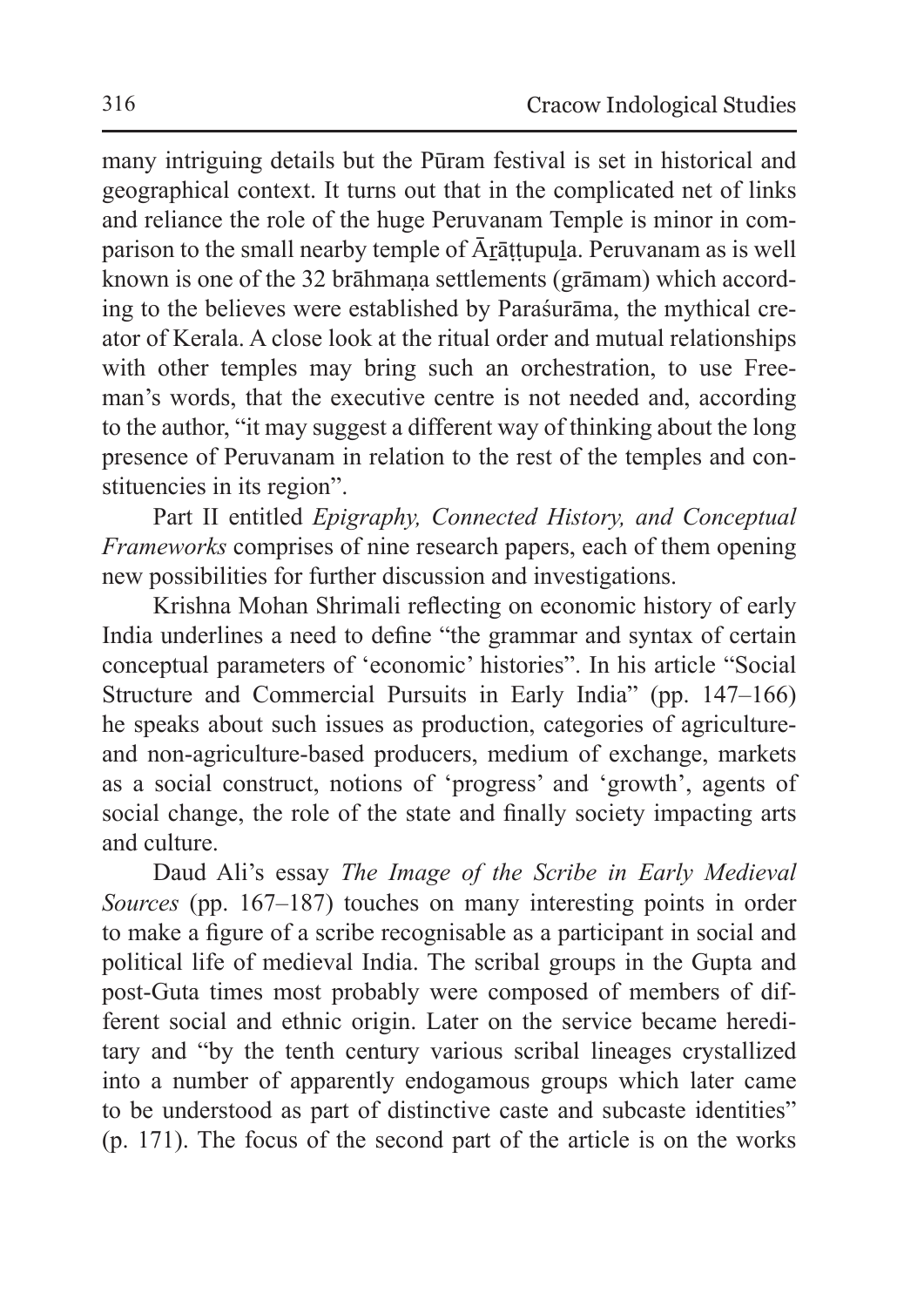many intriguing details but the Pūram festival is set in historical and geographical context. It turns out that in the complicated net of links and reliance the role of the huge Peruvanam Temple is minor in comparison to the small nearby temple of Āṟāṭṭupuḻa. Peruvanam as is well known is one of the 32 brāhmaṇa settlements (grāmam) which according to the believes were established by Paraśurāma, the mythical creator of Kerala. A close look at the ritual order and mutual relationships with other temples may bring such an orchestration, to use Freeman's words, that the executive centre is not needed and, according to the author, "it may suggest a different way of thinking about the long presence of Peruvanam in relation to the rest of the temples and constituencies in its region".

Part II entitled *Epigraphy, Connected History, and Conceptual Frameworks* comprises of nine research papers, each of them opening new possibilities for further discussion and investigations.

Krishna Mohan Shrimali reflecting on economic history of early India underlines a need to define "the grammar and syntax of certain conceptual parameters of 'economic' histories". In his article "Social Structure and Commercial Pursuits in Early India" (pp. 147–166) he speaks about such issues as production, categories of agriculture- and non-agriculture-based producers, medium of exchange, markets as a social construct, notions of 'progress' and 'growth', agents of social change, the role of the state and finally society impacting arts and culture.

Daud Ali's essay *The Image of the Scribe in Early Medieval Sources* (pp. 167–187) touches on many interesting points in order to make a figure of a scribe recognisable as a participant in social and political life of medieval India. The scribal groups in the Gupta and post-Guta times most probably were composed of members of different social and ethnic origin. Later on the service became hereditary and "by the tenth century various scribal lineages crystallized into a number of apparently endogamous groups which later came to be understood as part of distinctive caste and subcaste identities" (p. 171). The focus of the second part of the article is on the works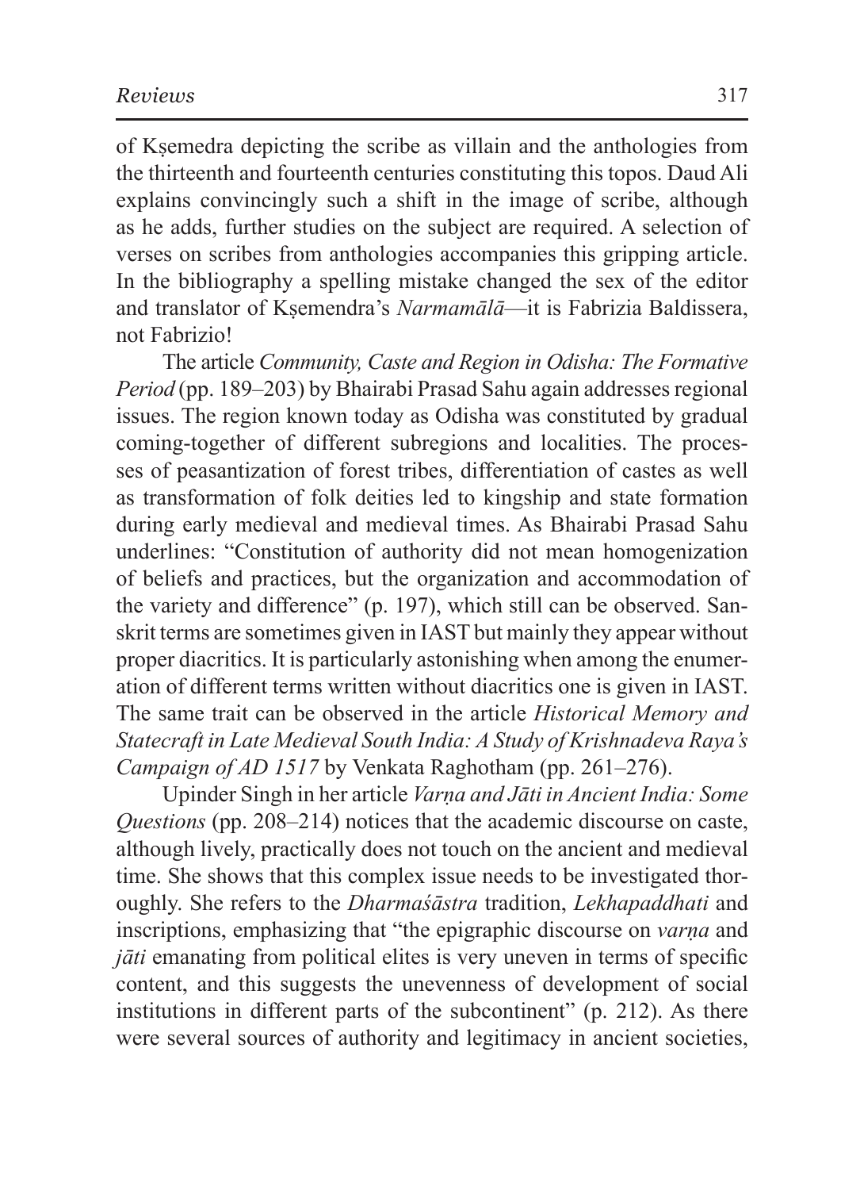of Kṣemedra depicting the scribe as villain and the anthologies from the thirteenth and fourteenth centuries constituting this topos. Daud Ali explains convincingly such a shift in the image of scribe, although as he adds, further studies on the subject are required. A selection of verses on scribes from anthologies accompanies this gripping article. In the bibliography a spelling mistake changed the sex of the editor and translator of Kṣemendra's *Narmamālā*—it is Fabrizia Baldissera, not Fabrizio!

The article *Community, Caste and Region in Odisha: The Formative Period* (pp. 189–203) by Bhairabi Prasad Sahu again addresses regional issues. The region known today as Odisha was constituted by gradual coming-together of different subregions and localities. The processes of peasantization of forest tribes, differentiation of castes as well as transformation of folk deities led to kingship and state formation during early medieval and medieval times. As Bhairabi Prasad Sahu underlines: "Constitution of authority did not mean homogenization of beliefs and practices, but the organization and accommodation of the variety and difference" (p. 197), which still can be observed. Sanskrit terms are sometimes given in IAST but mainly they appear without proper diacritics. It is particularly astonishing when among the enumeration of different terms written without diacritics one is given in IAST. The same trait can be observed in the article *Historical Memory and Statecraft in Late Medieval South India: A Study of Krishnadeva Raya's Campaign of AD 1517* by Venkata Raghotham (pp. 261–276).

Upinder Singh in her article *Varṇa and Jāti in Ancient India: Some Questions* (pp. 208–214) notices that the academic discourse on caste, although lively, practically does not touch on the ancient and medieval time. She shows that this complex issue needs to be investigated thoroughly. She refers to the *Dharmaśāstra* tradition, *Lekhapaddhati* and inscriptions, emphasizing that "the epigraphic discourse on *varṇa* and *jāti* emanating from political elites is very uneven in terms of specific content, and this suggests the unevenness of development of social institutions in different parts of the subcontinent" (p. 212). As there were several sources of authority and legitimacy in ancient societies,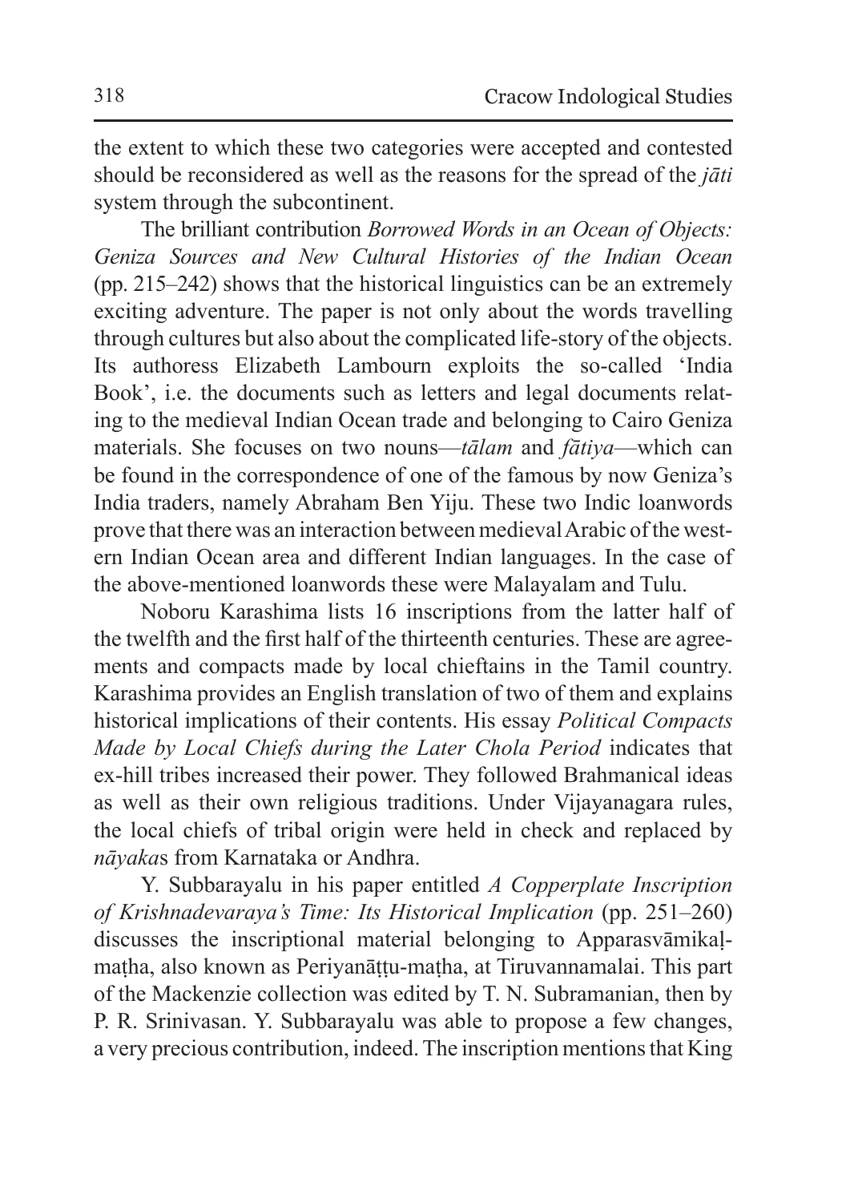the extent to which these two categories were accepted and contested should be reconsidered as well as the reasons for the spread of the *jāti* system through the subcontinent.

The brilliant contribution *Borrowed Words in an Ocean of Objects: Geniza Sources and New Cultural Histories of the Indian Ocean* (pp. 215–242) shows that the historical linguistics can be an extremely exciting adventure. The paper is not only about the words travelling through cultures but also about the complicated life-story of the objects. Its authoress Elizabeth Lambourn exploits the so-called 'India Book', i.e. the documents such as letters and legal documents relating to the medieval Indian Ocean trade and belonging to Cairo Geniza materials. She focuses on two nouns—*tālam* and *fātiya*—which can be found in the correspondence of one of the famous by now Geniza's India traders, namely Abraham Ben Yiju. These two Indic loanwords prove that there was an interaction between medieval Arabic of the western Indian Ocean area and different Indian languages. In the case of the above-mentioned loanwords these were Malayalam and Tulu.

Noboru Karashima lists 16 inscriptions from the latter half of the twelfth and the first half of the thirteenth centuries. These are agreements and compacts made by local chieftains in the Tamil country. Karashima provides an English translation of two of them and explains historical implications of their contents. His essay *Political Compacts Made by Local Chiefs during the Later Chola Period* indicates that ex-hill tribes increased their power. They followed Brahmanical ideas as well as their own religious traditions. Under Vijayanagara rules, the local chiefs of tribal origin were held in check and replaced by *nāyaka*s from Karnataka or Andhra.

Y. Subbarayalu in his paper entitled *A Copperplate Inscription of Krishnadevaraya's Time: Its Historical Implication* (pp. 251–260) discusses the inscriptional material belonging to Apparasvāmikaḷ-maṭha, also known as Periyanāṭṭu-maṭha, at Tiruvannamalai. This part of the Mackenzie collection was edited by T. N. Subramanian, then by P. R. Srinivasan. Y. Subbarayalu was able to propose a few changes, a very precious contribution, indeed. The inscription mentions that King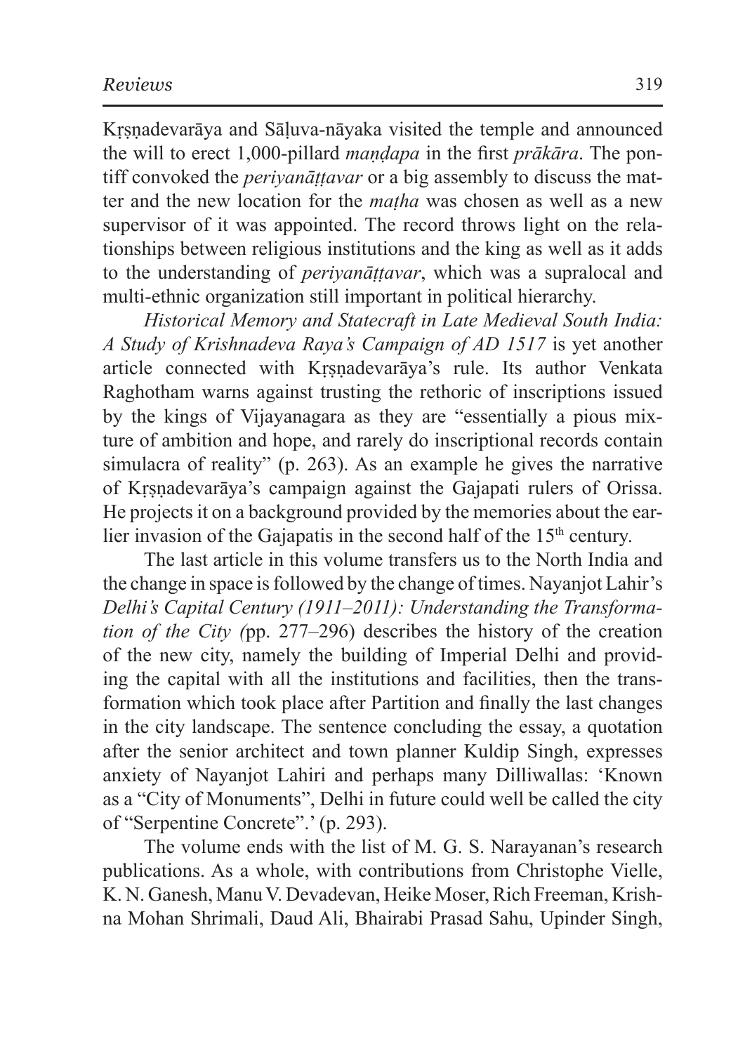Kṛṣṇadevarāya and Sāḷuva-nāyaka visited the temple and announced the will to erect 1,000-pillard *maṇḍapa* in the first *prākāra*. The pontiff convoked the *periyanāṭṭavar* or a big assembly to discuss the matter and the new location for the *maṭha* was chosen as well as a new supervisor of it was appointed. The record throws light on the relationships between religious institutions and the king as well as it adds to the understanding of *periyanāṭṭavar*, which was a supralocal and multi-ethnic organization still important in political hierarchy.

*Historical Memory and Statecraft in Late Medieval South India: A Study of Krishnadeva Raya's Campaign of AD 1517* is yet another article connected with Kṛṣṇadevarāya's rule. Its author Venkata Raghotham warns against trusting the rethoric of inscriptions issued by the kings of Vijayanagara as they are "essentially a pious mixture of ambition and hope, and rarely do inscriptional records contain simulacra of reality" (p. 263). As an example he gives the narrative of Kṛṣṇadevarāya's campaign against the Gajapati rulers of Orissa. He projects it on a background provided by the memories about the earlier invasion of the Gajapatis in the second half of the 15th century.

The last article in this volume transfers us to the North India and the change in space is followed by the change of times. Nayanjot Lahir's *Delhi's Capital Century (1911–2011): Understanding the Transformation of the City (*pp. 277–296) describes the history of the creation of the new city, namely the building of Imperial Delhi and providing the capital with all the institutions and facilities, then the transformation which took place after Partition and finally the last changes in the city landscape. The sentence concluding the essay, a quotation after the senior architect and town planner Kuldip Singh, expresses anxiety of Nayanjot Lahiri and perhaps many Dilliwallas: 'Known as a "City of Monuments", Delhi in future could well be called the city of "Serpentine Concrete".' (p. 293).

The volume ends with the list of M. G. S. Narayanan's research publications. As a whole, with contributions from Christophe Vielle, K. N. Ganesh, Manu V. Devadevan, Heike Moser, Rich Freeman, Krishna Mohan Shrimali, Daud Ali, Bhairabi Prasad Sahu, Upinder Singh,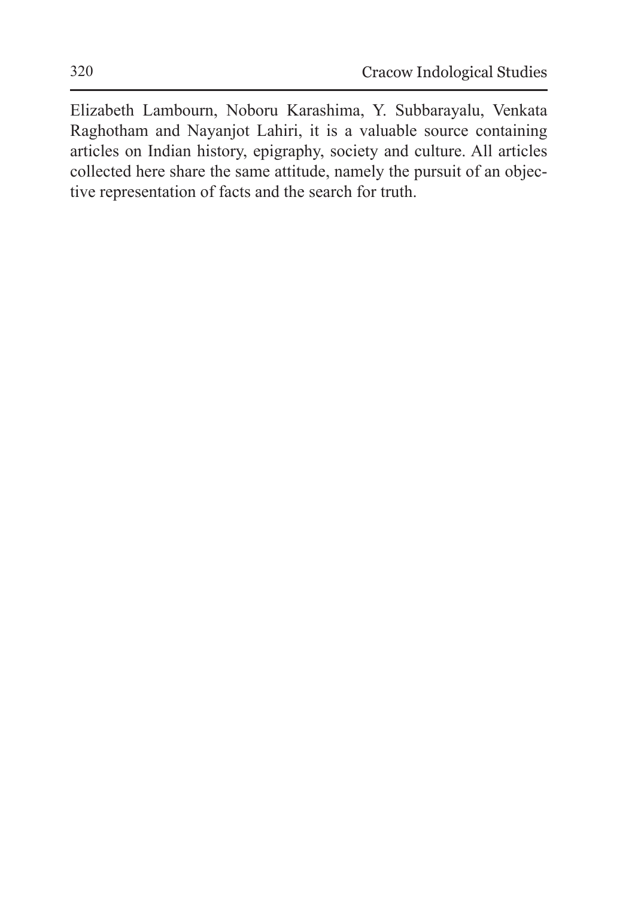Elizabeth Lambourn, Noboru Karashima, Y. Subbarayalu, Venkata Raghotham and Nayanjot Lahiri, it is a valuable source containing articles on Indian history, epigraphy, society and culture. All articles collected here share the same attitude, namely the pursuit of an objective representation of facts and the search for truth.